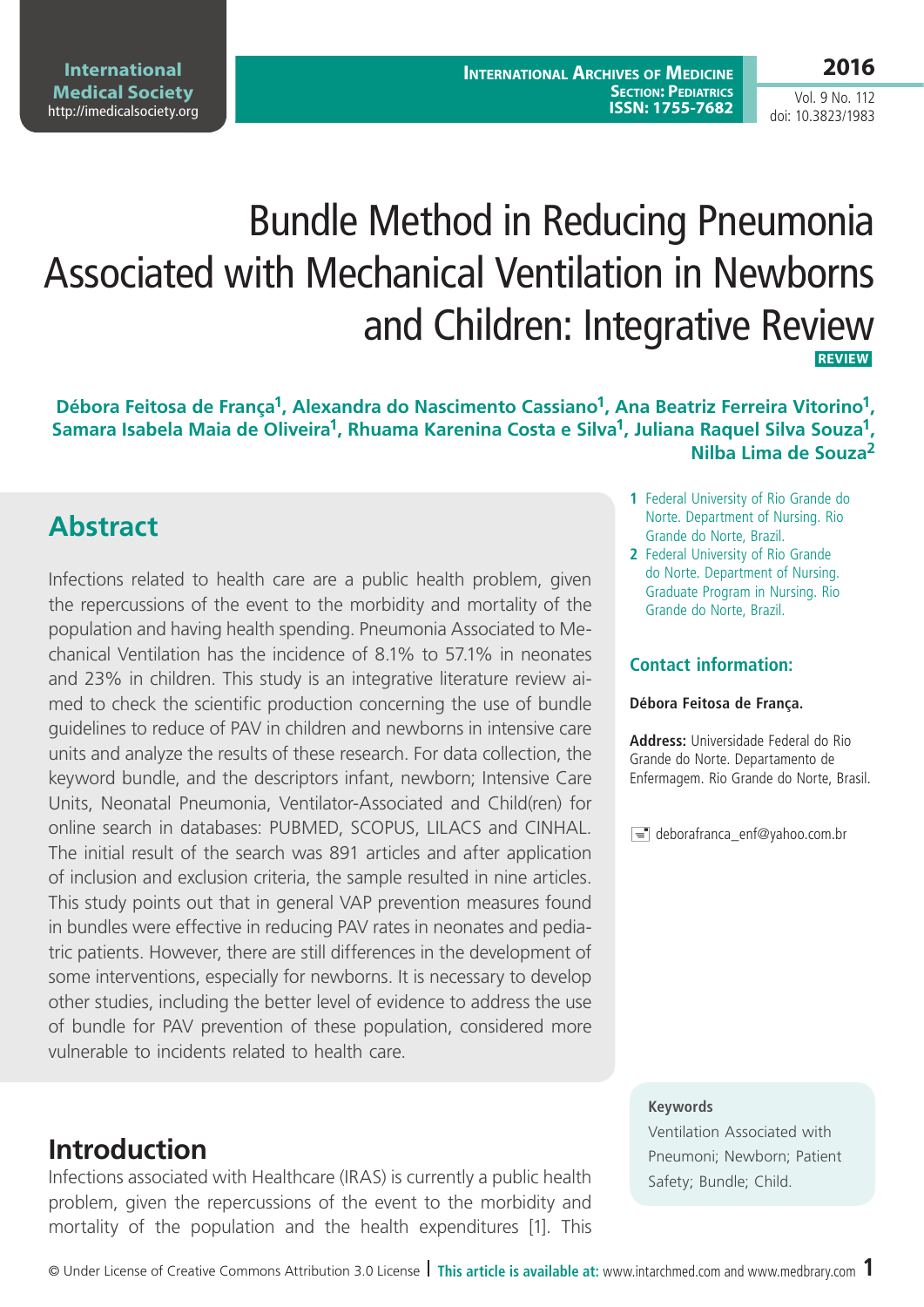# Bundle Method in Reducing Pneumonia Associated with Mechanical Ventilation in Newborns and Children: Integrative Review

REVIEW

**Débora Feitosa de França[1], Alexandra do Nascimento Cassiano[1], Ana Beatriz Ferreira Vitorino[1], Samara Isabela Maia de Oliveira[1], Rhuama Karenina Costa e Silva[1], Juliana Raquel Silva Souza[1], Nilba Lima de Souza[2]**

1 Federal University of Rio Grande do Norte. Department of Nursing. Rio Grande do Norte, Brazil.

2 Federal University of Rio Grande do Norte. Department of Nursing. Graduate Program in Nursing. Rio Grande do Norte, Brazil.

## Abstract

Infections related to health care are a public health problem, given the repercussions of the event to the morbidity and mortality of the population and having health spending. Pneumonia Associated to Mechanical Ventilation has the incidence of 8.1% to 57.1% in neonates and 23% in children. This study is an integrative literature review aimed to check the scientific production concerning the use of bundle guidelines to reduce of PAV in children and newborns in intensive care units and analyze the results of these research. For data collection, the keyword bundle, and the descriptors infant, newborn; Intensive Care Units, Neonatal Pneumonia, Ventilator-Associated and Child(ren) for online search in databases: PUBMED, SCOPUS, LILACS and CINHAL. The initial result of the search was 891 articles and after application of inclusion and exclusion criteria, the sample resulted in nine articles. This study points out that in general VAP prevention measures found in bundles were effective in reducing PAV rates in neonates and pediatric patients. However, there are still differences in the development of some interventions, especially for newborns. It is necessary to develop other studies, including the better level of evidence to address the use of bundle for PAV prevention of these population, considered more vulnerable to incidents related to health care.

### Contact information:

**Débora Feitosa de França.**

**Address:** Universidade Federal do Rio Grande do Norte. Departamento de Enfermagem. Rio Grande do Norte, Brasil.

deborafranca_enf@yahoo.com.br

### Keywords

Ventilation Associated with Pneumoni; Newborn; Patient Safety; Bundle; Child.

## Introduction

Infections associated with Healthcare (IRAS) is currently a public health problem, given the repercussions of the event to the morbidity and mortality of the population and the health expenditures [1]. This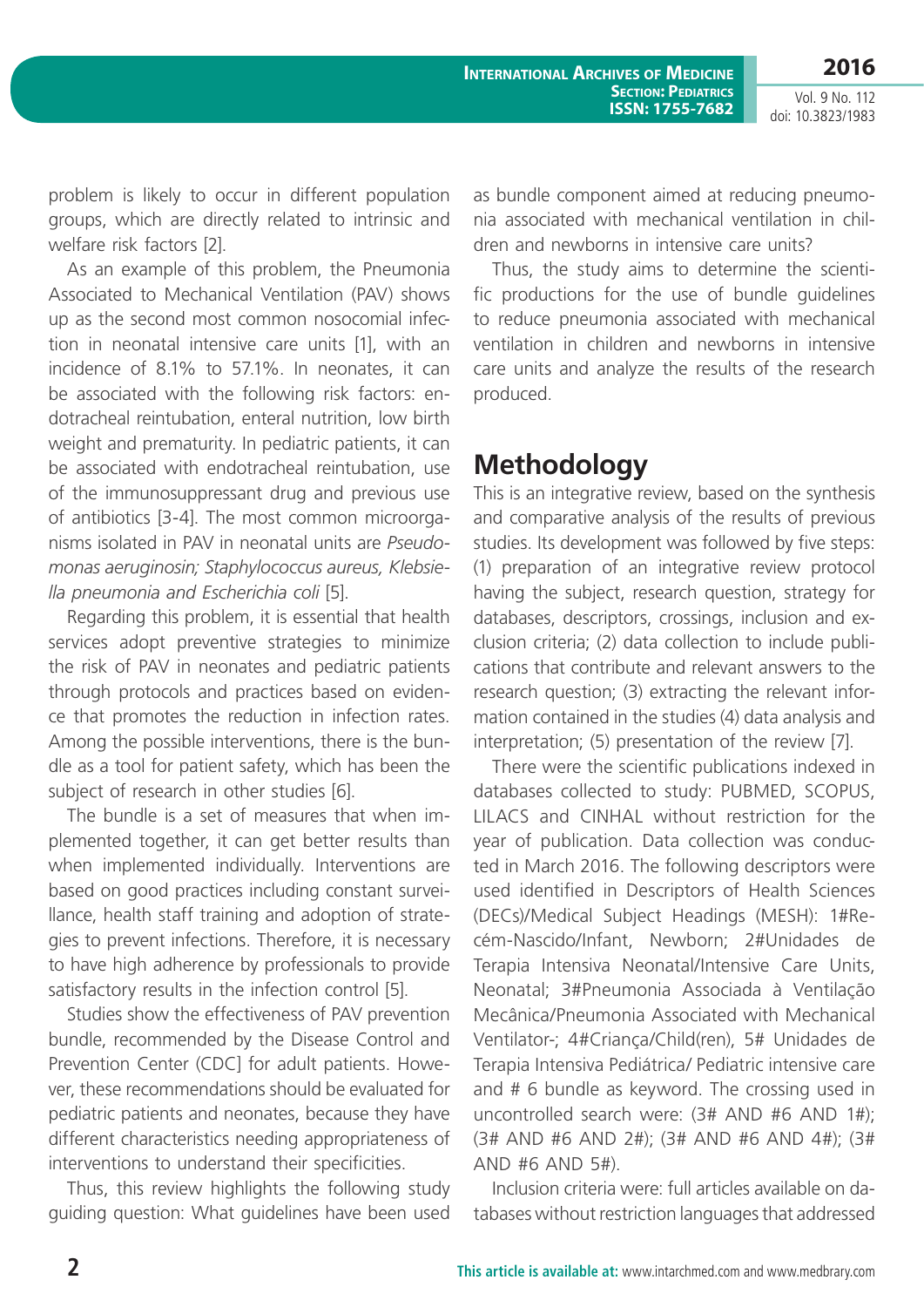problem is likely to occur in different population groups, which are directly related to intrinsic and welfare risk factors [2].

As an example of this problem, the Pneumonia Associated to Mechanical Ventilation (PAV) shows up as the second most common nosocomial infection in neonatal intensive care units [1], with an incidence of 8.1% to 57.1%. In neonates, it can be associated with the following risk factors: endotracheal reintubation, enteral nutrition, low birth weight and prematurity. In pediatric patients, it can be associated with endotracheal reintubation, use of the immunosuppressant drug and previous use of antibiotics [3-4]. The most common microorganisms isolated in PAV in neonatal units are *Pseudomonas aeruginosin; Staphylococcus aureus, Klebsiella pneumonia and Escherichia coli* [5].

Regarding this problem, it is essential that health services adopt preventive strategies to minimize the risk of PAV in neonates and pediatric patients through protocols and practices based on evidence that promotes the reduction in infection rates. Among the possible interventions, there is the bundle as a tool for patient safety, which has been the subject of research in other studies [6].

The bundle is a set of measures that when implemented together, it can get better results than when implemented individually. Interventions are based on good practices including constant surveillance, health staff training and adoption of strategies to prevent infections. Therefore, it is necessary to have high adherence by professionals to provide satisfactory results in the infection control [5].

Studies show the effectiveness of PAV prevention bundle, recommended by the Disease Control and Prevention Center (CDC) for adult patients. However, these recommendations should be evaluated for pediatric patients and neonates, because they have different characteristics needing appropriateness of interventions to understand their specificities.

Thus, this review highlights the following study guiding question: What guidelines have been used as bundle component aimed at reducing pneumonia associated with mechanical ventilation in children and newborns in intensive care units?

Thus, the study aims to determine the scientific productions for the use of bundle guidelines to reduce pneumonia associated with mechanical ventilation in children and newborns in intensive care units and analyze the results of the research produced.

## Methodology

This is an integrative review, based on the synthesis and comparative analysis of the results of previous studies. Its development was followed by five steps: (1) preparation of an integrative review protocol having the subject, research question, strategy for databases, descriptors, crossings, inclusion and exclusion criteria; (2) data collection to include publications that contribute and relevant answers to the research question; (3) extracting the relevant information contained in the studies (4) data analysis and interpretation; (5) presentation of the review [7].

There were the scientific publications indexed in databases collected to study: PUBMED, SCOPUS, LILACS and CINHAL without restriction for the year of publication. Data collection was conducted in March 2016. The following descriptors were used identified in Descriptors of Health Sciences (DECs)/Medical Subject Headings (MESH): 1#Recém-Nascido/Infant, Newborn; 2#Unidades de Terapia Intensiva Neonatal/Intensive Care Units, Neonatal; 3#Pneumonia Associada à Ventilação Mecânica/Pneumonia Associated with Mechanical Ventilator-; 4#Criança/Child(ren), 5# Unidades de Terapia Intensiva Pediátrica/ Pediatric intensive care and # 6 bundle as keyword. The crossing used in uncontrolled search were: (3# AND #6 AND 1#); (3# AND #6 AND 2#); (3# AND #6 AND 4#); (3# AND #6 AND 5#).

Inclusion criteria were: full articles available on databases without restriction languages that addressed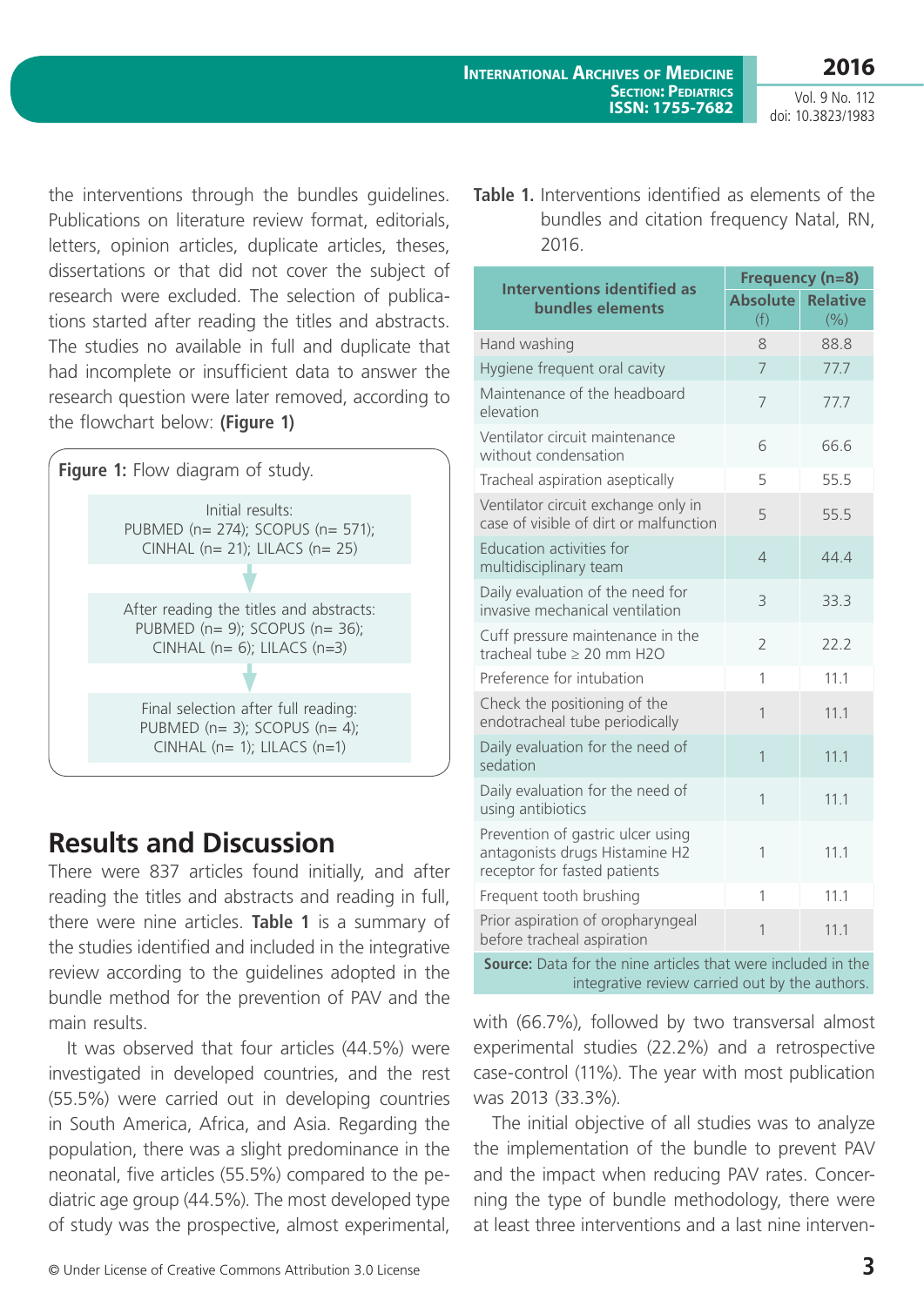the interventions through the bundles guidelines. Publications on literature review format, editorials, letters, opinion articles, duplicate articles, theses, dissertations or that did not cover the subject of research were excluded. The selection of publications started after reading the titles and abstracts. The studies no available in full and duplicate that had incomplete or insufficient data to answer the research question were later removed, according to the flowchart below: **(Figure 1)**

**Figure 1:** Flow diagram of study.

Initial results:
PUBMED (n= 274); SCOPUS (n= 571); CINHAL (n= 21); LILACS (n= 25)

↓

After reading the titles and abstracts:
PUBMED (n= 9); SCOPUS (n= 36); CINHAL (n= 6); LILACS (n=3)

↓

Final selection after full reading:
PUBMED (n= 3); SCOPUS (n= 4); CINHAL (n= 1); LILACS (n=1)

## Results and Discussion

There were 837 articles found initially, and after reading the titles and abstracts and reading in full, there were nine articles. **Table 1** is a summary of the studies identified and included in the integrative review according to the guidelines adopted in the bundle method for the prevention of PAV and the main results.

It was observed that four articles (44.5%) were investigated in developed countries, and the rest (55.5%) were carried out in developing countries in South America, Africa, and Asia. Regarding the population, there was a slight predominance in the neonatal, five articles (55.5%) compared to the pediatric age group (44.5%). The most developed type of study was the prospective, almost experimental, with (66.7%), followed by two transversal almost experimental studies (22.2%) and a retrospective case-control (11%). The year with most publication was 2013 (33.3%).

The initial objective of all studies was to analyze the implementation of the bundle to prevent PAV and the impact when reducing PAV rates. Concerning the type of bundle methodology, there were at least three interventions and a last nine interven-

**Table 1.** Interventions identified as elements of the bundles and citation frequency Natal, RN, 2016.

| Interventions identified as bundles elements | Frequency (n=8) | |
|---|---|---|
| | Absolute (f) | Relative (%) |
| Hand washing | 8 | 88.8 |
| Hygiene frequent oral cavity | 7 | 77.7 |
| Maintenance of the headboard elevation | 7 | 77.7 |
| Ventilator circuit maintenance without condensation | 6 | 66.6 |
| Tracheal aspiration aseptically | 5 | 55.5 |
| Ventilator circuit exchange only in case of visible of dirt or malfunction | 5 | 55.5 |
| Education activities for multidisciplinary team | 4 | 44.4 |
| Daily evaluation of the need for invasive mechanical ventilation | 3 | 33.3 |
| Cuff pressure maintenance in the tracheal tube ≥ 20 mm H2O | 2 | 22.2 |
| Preference for intubation | 1 | 11.1 |
| Check the positioning of the endotracheal tube periodically | 1 | 11.1 |
| Daily evaluation for the need of sedation | 1 | 11.1 |
| Daily evaluation for the need of using antibiotics | 1 | 11.1 |
| Prevention of gastric ulcer using antagonists drugs Histamine H2 receptor for fasted patients | 1 | 11.1 |
| Frequent tooth brushing | 1 | 11.1 |
| Prior aspiration of oropharyngeal before tracheal aspiration | 1 | 11.1 |

**Source:** Data for the nine articles that were included in the integrative review carried out by the authors.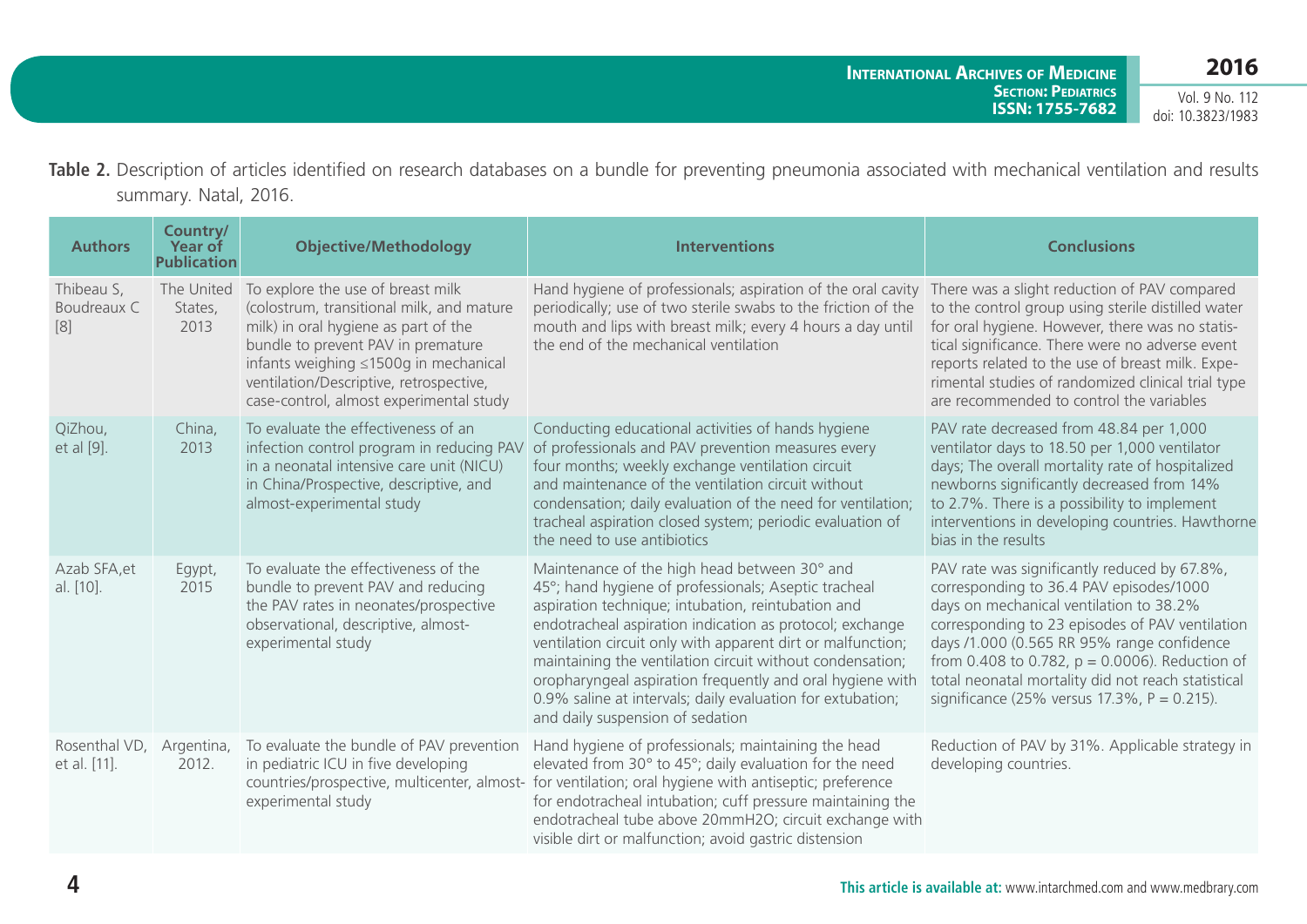**Table 2.** Description of articles identified on research databases on a bundle for preventing pneumonia associated with mechanical ventilation and results summary. Natal, 2016.

| Authors | Country/ Year of Publication | Objective/Methodology | Interventions | Conclusions |
|---|---|---|---|---|
| Thibeau S, Boudreaux C [8] | The United States, 2013 | To explore the use of breast milk (colostrum, transitional milk, and mature milk) in oral hygiene as part of the bundle to prevent PAV in premature infants weighing ≤1500g in mechanical ventilation/Descriptive, retrospective, case-control, almost experimental study | Hand hygiene of professionals; aspiration of the oral cavity periodically; use of two sterile swabs to the friction of the mouth and lips with breast milk; every 4 hours a day until the end of the mechanical ventilation | There was a slight reduction of PAV compared to the control group using sterile distilled water for oral hygiene. However, there was no statistical significance. There were no adverse event reports related to the use of breast milk. Experimental studies of randomized clinical trial type are recommended to control the variables |
| QiZhou, et al [9]. | China, 2013 | To evaluate the effectiveness of an infection control program in reducing PAV in a neonatal intensive care unit (NICU) in China/Prospective, descriptive, and almost-experimental study | Conducting educational activities of hands hygiene of professionals and PAV prevention measures every four months; weekly exchange ventilation circuit and maintenance of the ventilation circuit without condensation; daily evaluation of the need for ventilation; tracheal aspiration closed system; periodic evaluation of the need to use antibiotics | PAV rate decreased from 48.84 per 1,000 ventilator days to 18.50 per 1,000 ventilator days; The overall mortality rate of hospitalized newborns significantly decreased from 14% to 2.7%. There is a possibility to implement interventions in developing countries. Hawthorne bias in the results |
| Azab SFA,et al. [10]. | Egypt, 2015 | To evaluate the effectiveness of the bundle to prevent PAV and reducing the PAV rates in neonates/prospective observational, descriptive, almost-experimental study | Maintenance of the high head between 30° and 45°; hand hygiene of professionals; Aseptic tracheal aspiration technique; intubation, reintubation and endotracheal aspiration indication as protocol; exchange ventilation circuit only with apparent dirt or malfunction; maintaining the ventilation circuit without condensation; oropharyngeal aspiration frequently and oral hygiene with 0.9% saline at intervals; daily evaluation for extubation; and daily suspension of sedation | PAV rate was significantly reduced by 67.8%, corresponding to 36.4 PAV episodes/1000 days on mechanical ventilation to 38.2% corresponding to 23 episodes of PAV ventilation days /1.000 (0.565 RR 95% range confidence from 0.408 to 0.782, $p = 0.0006$). Reduction of total neonatal mortality did not reach statistical significance (25% versus 17.3%, $P = 0.215$). |
| Rosenthal VD, et al. [11]. | Argentina, 2012. | To evaluate the bundle of PAV prevention in pediatric ICU in five developing countries/prospective, multicenter, almost-experimental study | Hand hygiene of professionals; maintaining the head elevated from 30° to 45°; daily evaluation for the need for ventilation; oral hygiene with antiseptic; preference for endotracheal intubation; cuff pressure maintaining the endotracheal tube above 20mmH2O; circuit exchange with visible dirt or malfunction; avoid gastric distension | Reduction of PAV by 31%. Applicable strategy in developing countries. |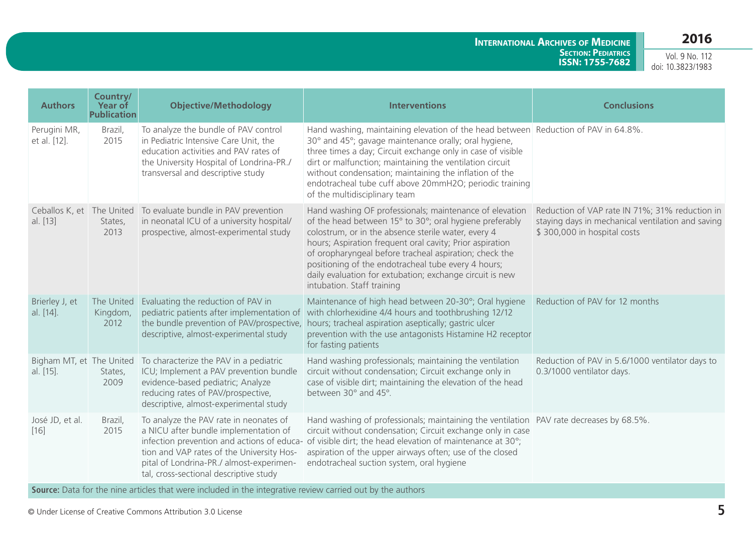| Authors | Country/ Year of Publication | Objective/Methodology | Interventions | Conclusions |
|---|---|---|---|---|
| Perugini MR, et al. [12]. | Brazil, 2015 | To analyze the bundle of PAV control in Pediatric Intensive Care Unit, the education activities and PAV rates of the University Hospital of Londrina-PR./ transversal and descriptive study | Hand washing, maintaining elevation of the head between 30° and 45°; gavage maintenance orally; oral hygiene, three times a day; Circuit exchange only in case of visible dirt or malfunction; maintaining the ventilation circuit without condensation; maintaining the inflation of the endotracheal tube cuff above 20mmH2O; periodic training of the multidisciplinary team | Reduction of PAV in 64.8%. |
| Ceballos K, et al. [13] | The United States, 2013 | To evaluate bundle in PAV prevention in neonatal ICU of a university hospital/ prospective, almost-experimental study | Hand washing OF professionals; maintenance of elevation of the head between 15° to 30°; oral hygiene preferably colostrum, or in the absence sterile water, every 4 hours; Aspiration frequent oral cavity; Prior aspiration of oropharyngeal before tracheal aspiration; check the positioning of the endotracheal tube every 4 hours; daily evaluation for extubation; exchange circuit is new intubation. Staff training | Reduction of VAP rate IN 71%; 31% reduction in staying days in mechanical ventilation and saving $ 300,000 in hospital costs |
| Brierley J, et al. [14]. | The United Kingdom, 2012 | Evaluating the reduction of PAV in pediatric patients after implementation of the bundle prevention of PAV/prospective, descriptive, almost-experimental study | Maintenance of high head between 20-30°; Oral hygiene with chlorhexidine 4/4 hours and toothbrushing 12/12 hours; tracheal aspiration aseptically; gastric ulcer prevention with the use antagonists Histamine H2 receptor for fasting patients | Reduction of PAV for 12 months |
| Bigham MT, et al. [15]. | The United States, 2009 | To characterize the PAV in a pediatric ICU; Implement a PAV prevention bundle evidence-based pediatric; Analyze reducing rates of PAV/prospective, descriptive, almost-experimental study | Hand washing professionals; maintaining the ventilation circuit without condensation; Circuit exchange only in case of visible dirt; maintaining the elevation of the head between 30° and 45°. | Reduction of PAV in 5.6/1000 ventilator days to 0.3/1000 ventilator days. |
| José JD, et al. [16] | Brazil, 2015 | To analyze the PAV rate in neonates of a NICU after bundle implementation of infection prevention and actions of education and VAP rates of the University Hospital of Londrina-PR./ almost-experimental, cross-sectional descriptive study | Hand washing of professionals; maintaining the ventilation circuit without condensation; Circuit exchange only in case of visible dirt; the head elevation of maintenance at 30°; aspiration of the upper airways often; use of the closed endotracheal suction system, oral hygiene | PAV rate decreases by 68.5%. |

**Source:** Data for the nine articles that were included in the integrative review carried out by the authors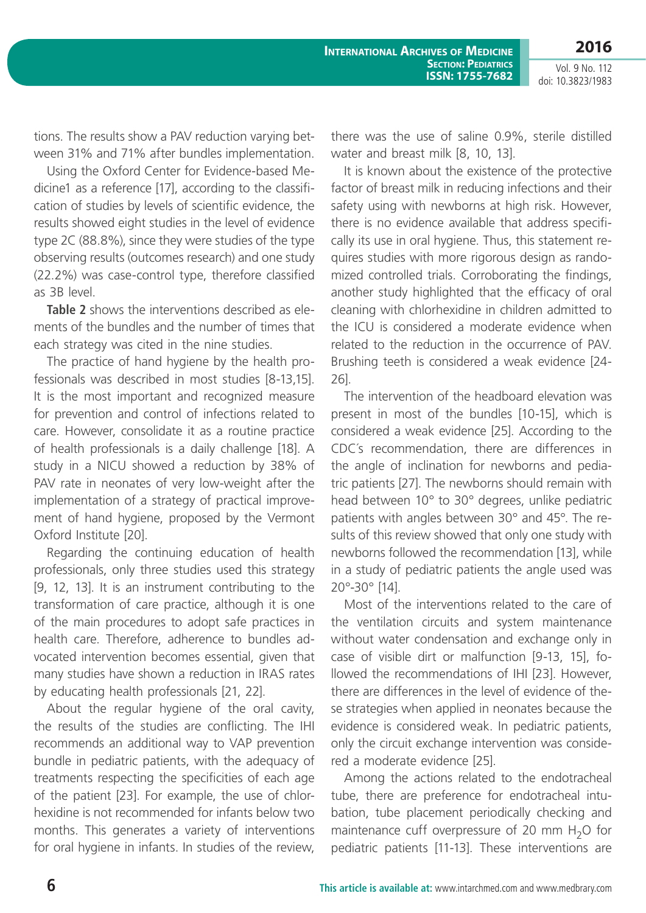tions. The results show a PAV reduction varying between 31% and 71% after bundles implementation.

Using the Oxford Center for Evidence-based Medicine1 as a reference [17], according to the classification of studies by levels of scientific evidence, the results showed eight studies in the level of evidence type 2C (88.8%), since they were studies of the type observing results (outcomes research) and one study (22.2%) was case-control type, therefore classified as 3B level.

**Table 2** shows the interventions described as elements of the bundles and the number of times that each strategy was cited in the nine studies.

The practice of hand hygiene by the health professionals was described in most studies [8-13,15]. It is the most important and recognized measure for prevention and control of infections related to care. However, consolidate it as a routine practice of health professionals is a daily challenge [18]. A study in a NICU showed a reduction by 38% of PAV rate in neonates of very low-weight after the implementation of a strategy of practical improvement of hand hygiene, proposed by the Vermont Oxford Institute [20].

Regarding the continuing education of health professionals, only three studies used this strategy [9, 12, 13]. It is an instrument contributing to the transformation of care practice, although it is one of the main procedures to adopt safe practices in health care. Therefore, adherence to bundles advocated intervention becomes essential, given that many studies have shown a reduction in IRAS rates by educating health professionals [21, 22].

About the regular hygiene of the oral cavity, the results of the studies are conflicting. The IHI recommends an additional way to VAP prevention bundle in pediatric patients, with the adequacy of treatments respecting the specificities of each age of the patient [23]. For example, the use of chlorhexidine is not recommended for infants below two months. This generates a variety of interventions for oral hygiene in infants. In studies of the review, there was the use of saline 0.9%, sterile distilled water and breast milk [8, 10, 13].

It is known about the existence of the protective factor of breast milk in reducing infections and their safety using with newborns at high risk. However, there is no evidence available that address specifically its use in oral hygiene. Thus, this statement requires studies with more rigorous design as randomized controlled trials. Corroborating the findings, another study highlighted that the efficacy of oral cleaning with chlorhexidine in children admitted to the ICU is considered a moderate evidence when related to the reduction in the occurrence of PAV. Brushing teeth is considered a weak evidence [24-26].

The intervention of the headboard elevation was present in most of the bundles [10-15], which is considered a weak evidence [25]. According to the CDC´s recommendation, there are differences in the angle of inclination for newborns and pediatric patients [27]. The newborns should remain with head between 10° to 30° degrees, unlike pediatric patients with angles between 30° and 45°. The results of this review showed that only one study with newborns followed the recommendation [13], while in a study of pediatric patients the angle used was 20°-30° [14].

Most of the interventions related to the care of the ventilation circuits and system maintenance without water condensation and exchange only in case of visible dirt or malfunction [9-13, 15], followed the recommendations of IHI [23]. However, there are differences in the level of evidence of these strategies when applied in neonates because the evidence is considered weak. In pediatric patients, only the circuit exchange intervention was considered a moderate evidence [25].

Among the actions related to the endotracheal tube, there are preference for endotracheal intubation, tube placement periodically checking and maintenance cuff overpressure of 20 mm $H_2O$ for pediatric patients [11-13]. These interventions are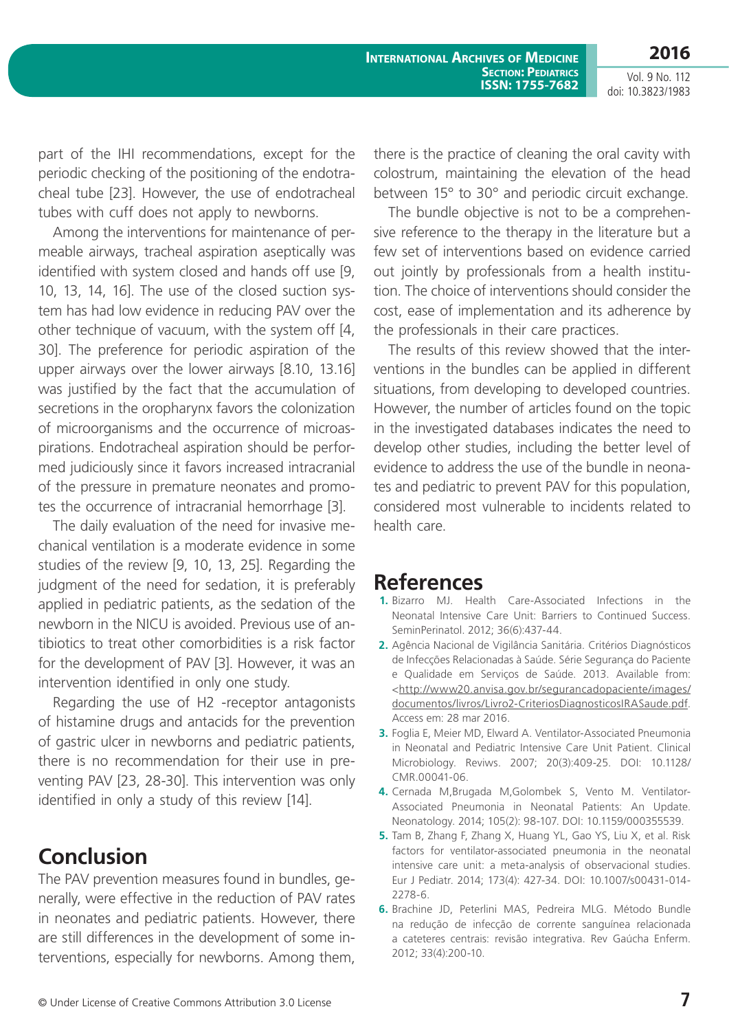part of the IHI recommendations, except for the periodic checking of the positioning of the endotracheal tube [23]. However, the use of endotracheal tubes with cuff does not apply to newborns.

Among the interventions for maintenance of permeable airways, tracheal aspiration aseptically was identified with system closed and hands off use [9, 10, 13, 14, 16]. The use of the closed suction system has had low evidence in reducing PAV over the other technique of vacuum, with the system off [4, 30]. The preference for periodic aspiration of the upper airways over the lower airways [8.10, 13.16] was justified by the fact that the accumulation of secretions in the oropharynx favors the colonization of microorganisms and the occurrence of microaspirations. Endotracheal aspiration should be performed judiciously since it favors increased intracranial of the pressure in premature neonates and promotes the occurrence of intracranial hemorrhage [3].

The daily evaluation of the need for invasive mechanical ventilation is a moderate evidence in some studies of the review [9, 10, 13, 25]. Regarding the judgment of the need for sedation, it is preferably applied in pediatric patients, as the sedation of the newborn in the NICU is avoided. Previous use of antibiotics to treat other comorbidities is a risk factor for the development of PAV [3]. However, it was an intervention identified in only one study.

Regarding the use of H2 -receptor antagonists of histamine drugs and antacids for the prevention of gastric ulcer in newborns and pediatric patients, there is no recommendation for their use in preventing PAV [23, 28-30]. This intervention was only identified in only a study of this review [14].

## Conclusion

The PAV prevention measures found in bundles, generally, were effective in the reduction of PAV rates in neonates and pediatric patients. However, there are still differences in the development of some interventions, especially for newborns. Among them, there is the practice of cleaning the oral cavity with colostrum, maintaining the elevation of the head between 15° to 30° and periodic circuit exchange.

The bundle objective is not to be a comprehensive reference to the therapy in the literature but a few set of interventions based on evidence carried out jointly by professionals from a health institution. The choice of interventions should consider the cost, ease of implementation and its adherence by the professionals in their care practices.

The results of this review showed that the interventions in the bundles can be applied in different situations, from developing to developed countries. However, the number of articles found on the topic in the investigated databases indicates the need to develop other studies, including the better level of evidence to address the use of the bundle in neonates and pediatric to prevent PAV for this population, considered most vulnerable to incidents related to health care.

## References

1. Bizarro MJ. Health Care-Associated Infections in the Neonatal Intensive Care Unit: Barriers to Continued Success. SeminPerinatol. 2012; 36(6):437-44.
2. Agência Nacional de Vigilância Sanitária. Critérios Diagnósticos de Infecções Relacionadas à Saúde. Série Segurança do Paciente e Qualidade em Serviços de Saúde. 2013. Available from: <http://www20.anvisa.gov.br/segurancadopaciente/images/documentos/livros/Livro2-CriteriosDiagnosticosIRASaude.pdf. Access em: 28 mar 2016.
3. Foglia E, Meier MD, Elward A. Ventilator-Associated Pneumonia in Neonatal and Pediatric Intensive Care Unit Patient. Clinical Microbiology. Reviws. 2007; 20(3):409-25. DOI: 10.1128/CMR.00041-06.
4. Cernada M,Brugada M,Golombek S, Vento M. Ventilator-Associated Pneumonia in Neonatal Patients: An Update. Neonatology. 2014; 105(2): 98-107. DOI: 10.1159/000355539.
5. Tam B, Zhang F, Zhang X, Huang YL, Gao YS, Liu X, et al. Risk factors for ventilator-associated pneumonia in the neonatal intensive care unit: a meta-analysis of observacional studies. Eur J Pediatr. 2014; 173(4): 427-34. DOI: 10.1007/s00431-014-2278-6.
6. Brachine JD, Peterlini MAS, Pedreira MLG. Método Bundle na redução de infecção de corrente sanguínea relacionada a cateteres centrais: revisão integrativa. Rev Gaúcha Enferm. 2012; 33(4):200-10.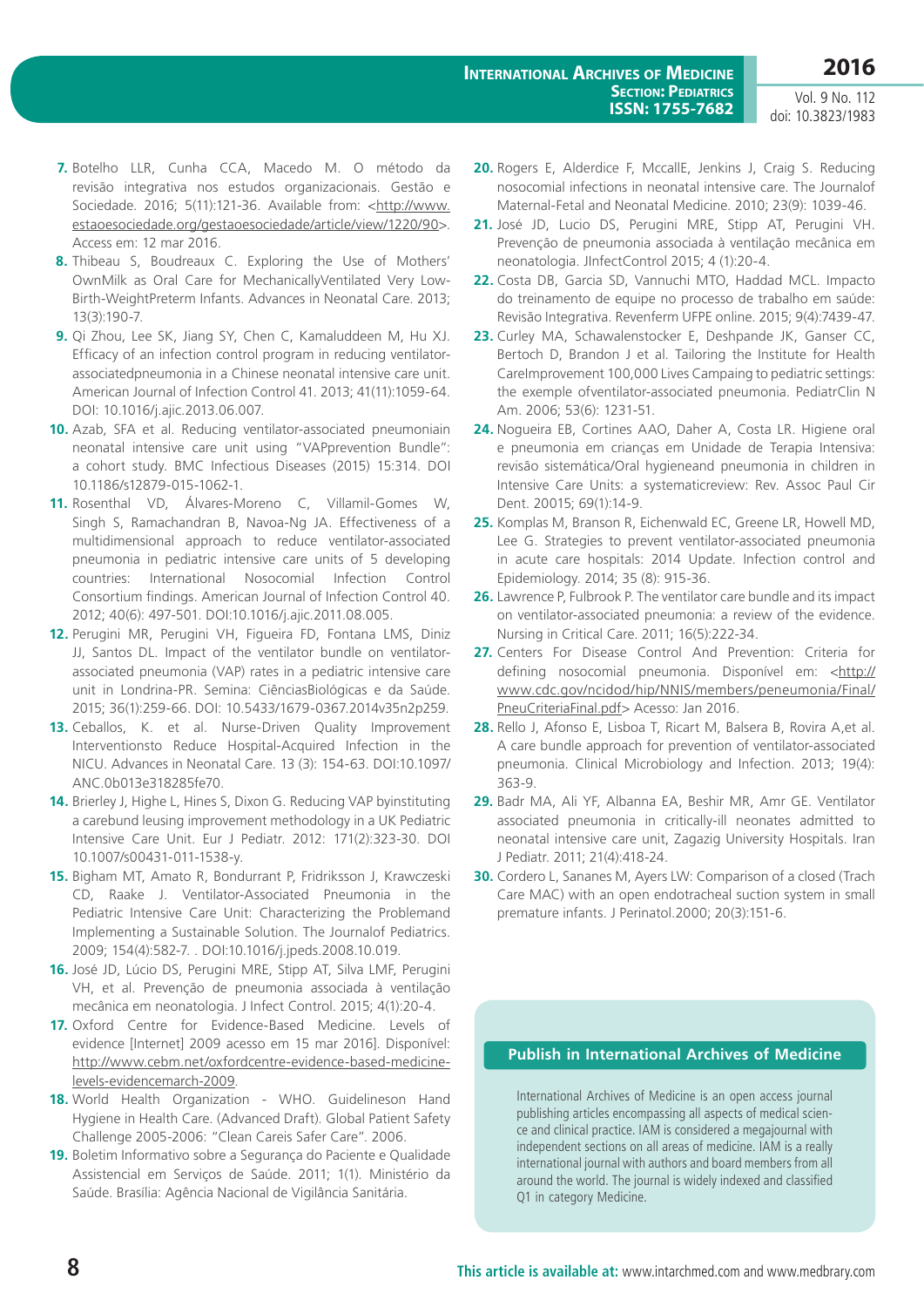7. Botelho LLR, Cunha CCA, Macedo M. O método da revisão integrativa nos estudos organizacionais. Gestão e Sociedade. 2016; 5(11):121-36. Available from: <http://www.estaoesociedade.org/gestaoesociedade/article/view/1220/90>. Access em: 12 mar 2016.
8. Thibeau S, Boudreaux C. Exploring the Use of Mothers' OwnMilk as Oral Care for MechanicallyVentilated Very Low-Birth-WeightPreterm Infants. Advances in Neonatal Care. 2013; 13(3):190-7.
9. Qi Zhou, Lee SK, Jiang SY, Chen C, Kamaluddeen M, Hu XJ. Efficacy of an infection control program in reducing ventilator-associatedpneumonia in a Chinese neonatal intensive care unit. American Journal of Infection Control 41. 2013; 41(11):1059-64. DOI: 10.1016/j.ajic.2013.06.007.
10. Azab, SFA et al. Reducing ventilator-associated pneumoniain neonatal intensive care unit using "VAPprevention Bundle": a cohort study. BMC Infectious Diseases (2015) 15:314. DOI 10.1186/s12879-015-1062-1.
11. Rosenthal VD, Álvares-Moreno C, Villamil-Gomes W, Singh S, Ramachandran B, Navoa-Ng JA. Effectiveness of a multidimensional approach to reduce ventilator-associated pneumonia in pediatric intensive care units of 5 developing countries: International Nosocomial Infection Control Consortium findings. American Journal of Infection Control 40. 2012; 40(6): 497-501. DOI:10.1016/j.ajic.2011.08.005.
12. Perugini MR, Perugini VH, Figueira FD, Fontana LMS, Diniz JJ, Santos DL. Impact of the ventilator bundle on ventilator-associated pneumonia (VAP) rates in a pediatric intensive care unit in Londrina-PR. Semina: CiênciasBiológicas e da Saúde. 2015; 36(1):259-66. DOI: 10.5433/1679-0367.2014v35n2p259.
13. Ceballos, K. et al. Nurse-Driven Quality Improvement Interventionsto Reduce Hospital-Acquired Infection in the NICU. Advances in Neonatal Care. 13 (3): 154-63. DOI:10.1097/ANC.0b013e318285fe70.
14. Brierley J, Highe L, Hines S, Dixon G. Reducing VAP byinstituting a carebund leusing improvement methodology in a UK Pediatric Intensive Care Unit. Eur J Pediatr. 2012: 171(2):323-30. DOI 10.1007/s00431-011-1538-y.
15. Bigham MT, Amato R, Bondurrant P, Fridriksson J, Krawczeski CD, Raake J. Ventilator-Associated Pneumonia in the Pediatric Intensive Care Unit: Characterizing the Problemand Implementing a Sustainable Solution. The Journalof Pediatrics. 2009; 154(4):582-7. . DOI:10.1016/j.jpeds.2008.10.019.
16. José JD, Lúcio DS, Perugini MRE, Stipp AT, Silva LMF, Perugini VH, et al. Prevenção de pneumonia associada à ventilação mecânica em neonatologia. J Infect Control. 2015; 4(1):20-4.
17. Oxford Centre for Evidence-Based Medicine. Levels of evidence [Internet] 2009 acesso em 15 mar 2016]. Disponível: http://www.cebm.net/oxfordcentre-evidence-based-medicine-levels-evidencemarch-2009.
18. World Health Organization - WHO. Guidelineson Hand Hygiene in Health Care. (Advanced Draft). Global Patient Safety Challenge 2005-2006: "Clean Careis Safer Care". 2006.
19. Boletim Informativo sobre a Segurança do Paciente e Qualidade Assistencial em Serviços de Saúde. 2011; 1(1). Ministério da Saúde. Brasília: Agência Nacional de Vigilância Sanitária.
20. Rogers E, Alderdice F, MccallE, Jenkins J, Craig S. Reducing nosocomial infections in neonatal intensive care. The Journalof Maternal-Fetal and Neonatal Medicine. 2010; 23(9): 1039-46.
21. José JD, Lucio DS, Perugini MRE, Stipp AT, Perugini VH. Prevenção de pneumonia associada à ventilação mecânica em neonatologia. JInfectControl 2015; 4 (1):20-4.
22. Costa DB, Garcia SD, Vannuchi MTO, Haddad MCL. Impacto do treinamento de equipe no processo de trabalho em saúde: Revisão Integrativa. Revenferm UFPE online. 2015; 9(4):7439-47.
23. Curley MA, Schawalenstocker E, Deshpande JK, Ganser CC, Bertoch D, Brandon J et al. Tailoring the Institute for Health CareImprovement 100,000 Lives Campaing to pediatric settings: the exemple ofventilator-associated pneumonia. PediatrClin N Am. 2006; 53(6): 1231-51.
24. Nogueira EB, Cortines AAO, Daher A, Costa LR. Higiene oral e pneumonia em crianças em Unidade de Terapia Intensiva: revisão sistemática/Oral hygieneand pneumonia in children in Intensive Care Units: a systematicreview: Rev. Assoc Paul Cir Dent. 20015; 69(1):14-9.
25. Komplas M, Branson R, Eichenwald EC, Greene LR, Howell MD, Lee G. Strategies to prevent ventilator-associated pneumonia in acute care hospitals: 2014 Update. Infection control and Epidemiology. 2014; 35 (8): 915-36.
26. Lawrence P, Fulbrook P. The ventilator care bundle and its impact on ventilator-associated pneumonia: a review of the evidence. Nursing in Critical Care. 2011; 16(5):222-34.
27. Centers For Disease Control And Prevention: Criteria for defining nosocomial pneumonia. Disponível em: <http://www.cdc.gov/ncidod/hip/NNIS/members/peneumonia/Final/PneuCriteriaFinal.pdf> Acesso: Jan 2016.
28. Rello J, Afonso E, Lisboa T, Ricart M, Balsera B, Rovira A,et al. A care bundle approach for prevention of ventilator-associated pneumonia. Clinical Microbiology and Infection. 2013; 19(4): 363-9.
29. Badr MA, Ali YF, Albanna EA, Beshir MR, Amr GE. Ventilator associated pneumonia in critically-ill neonates admitted to neonatal intensive care unit, Zagazig University Hospitals. Iran J Pediatr. 2011; 21(4):418-24.
30. Cordero L, Sananes M, Ayers LW: Comparison of a closed (Trach Care MAC) with an open endotracheal suction system in small premature infants. J Perinatol.2000; 20(3):151-6.

**Publish in International Archives of Medicine**

International Archives of Medicine is an open access journal publishing articles encompassing all aspects of medical science and clinical practice. IAM is considered a megajournal with independent sections on all areas of medicine. IAM is a really international journal with authors and board members from all around the world. The journal is widely indexed and classified Q1 in category Medicine.